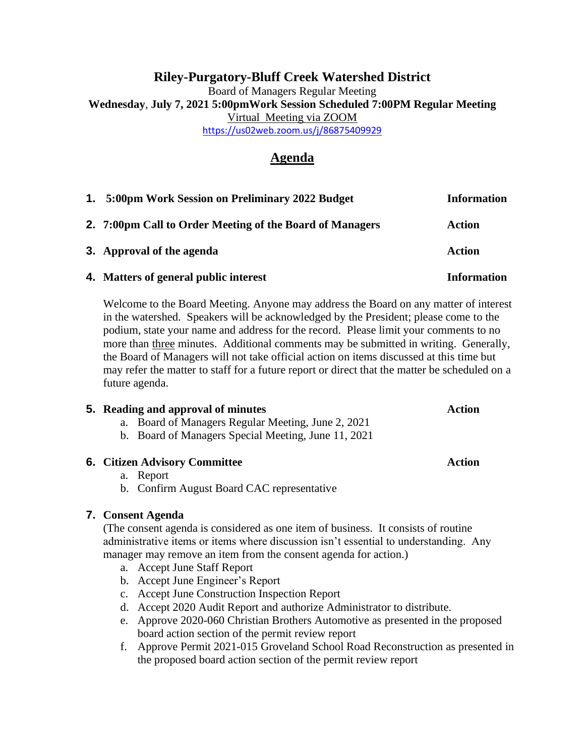# Riley-Purgatory-Bluff Creek Watershed District

Board of Managers Regular Meeting

**Wednesday**, **July 7, 2021 5:00pmWork Session Scheduled 7:00PM Regular Meeting**

Virtual Meeting via ZOOM

https://us02web.zoom.us/j/86875409929

## Agenda

| | | |
|---|---|---|
| **1.** | **5:00pm Work Session on Preliminary 2022 Budget** | **Information** |
| **2.** | **7:00pm Call to Order Meeting of the Board of Managers** | **Action** |
| **3.** | **Approval of the agenda** | **Action** |
| **4.** | **Matters of general public interest** | **Information** |

Welcome to the Board Meeting. Anyone may address the Board on any matter of interest in the watershed. Speakers will be acknowledged by the President; please come to the podium, state your name and address for the record. Please limit your comments to no more than three minutes. Additional comments may be submitted in writing. Generally, the Board of Managers will not take official action on items discussed at this time but may refer the matter to staff for a future report or direct that the matter be scheduled on a future agenda.

**5. Reading and approval of minutes** — **Action**

a. Board of Managers Regular Meeting, June 2, 2021
b. Board of Managers Special Meeting, June 11, 2021

**6. Citizen Advisory Committee** — **Action**

a. Report
b. Confirm August Board CAC representative

**7. Consent Agenda**

(The consent agenda is considered as one item of business. It consists of routine administrative items or items where discussion isn't essential to understanding. Any manager may remove an item from the consent agenda for action.)

a. Accept June Staff Report
b. Accept June Engineer's Report
c. Accept June Construction Inspection Report
d. Accept 2020 Audit Report and authorize Administrator to distribute.
e. Approve 2020-060 Christian Brothers Automotive as presented in the proposed board action section of the permit review report
f. Approve Permit 2021-015 Groveland School Road Reconstruction as presented in the proposed board action section of the permit review report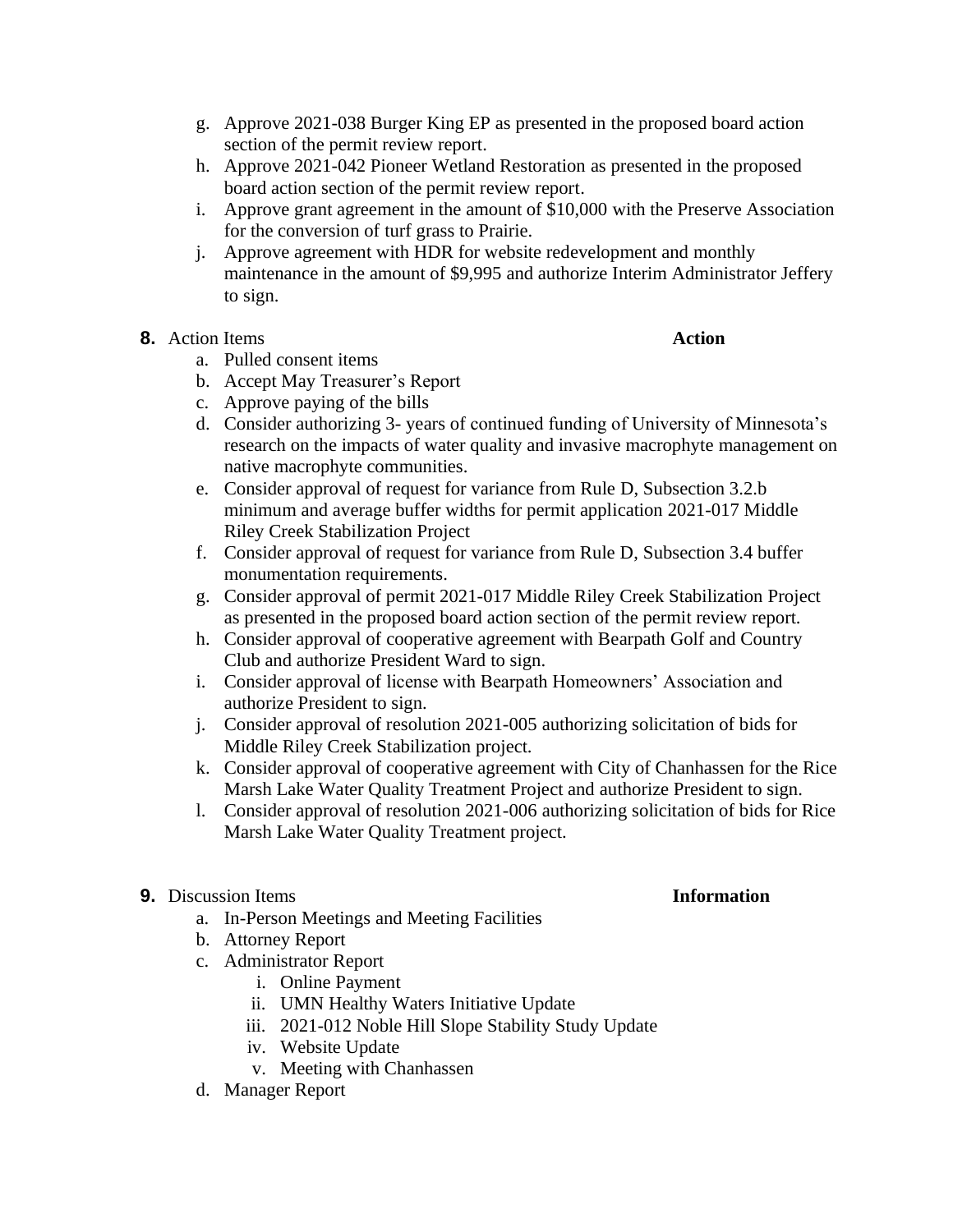g. Approve 2021-038 Burger King EP as presented in the proposed board action section of the permit review report.
h. Approve 2021-042 Pioneer Wetland Restoration as presented in the proposed board action section of the permit review report.
i. Approve grant agreement in the amount of $10,000 with the Preserve Association for the conversion of turf grass to Prairie.
j. Approve agreement with HDR for website redevelopment and monthly maintenance in the amount of $9,995 and authorize Interim Administrator Jeffery to sign.

**8.** Action Items **Action**

a. Pulled consent items
b. Accept May Treasurer's Report
c. Approve paying of the bills
d. Consider authorizing 3- years of continued funding of University of Minnesota's research on the impacts of water quality and invasive macrophyte management on native macrophyte communities.
e. Consider approval of request for variance from Rule D, Subsection 3.2.b minimum and average buffer widths for permit application 2021-017 Middle Riley Creek Stabilization Project
f. Consider approval of request for variance from Rule D, Subsection 3.4 buffer monumentation requirements.
g. Consider approval of permit 2021-017 Middle Riley Creek Stabilization Project as presented in the proposed board action section of the permit review report.
h. Consider approval of cooperative agreement with Bearpath Golf and Country Club and authorize President Ward to sign.
i. Consider approval of license with Bearpath Homeowners' Association and authorize President to sign.
j. Consider approval of resolution 2021-005 authorizing solicitation of bids for Middle Riley Creek Stabilization project.
k. Consider approval of cooperative agreement with City of Chanhassen for the Rice Marsh Lake Water Quality Treatment Project and authorize President to sign.
l. Consider approval of resolution 2021-006 authorizing solicitation of bids for Rice Marsh Lake Water Quality Treatment project.

**9.** Discussion Items **Information**

a. In-Person Meetings and Meeting Facilities
b. Attorney Report
c. Administrator Report
    i. Online Payment
    ii. UMN Healthy Waters Initiative Update
    iii. 2021-012 Noble Hill Slope Stability Study Update
    iv. Website Update
    v. Meeting with Chanhassen
d. Manager Report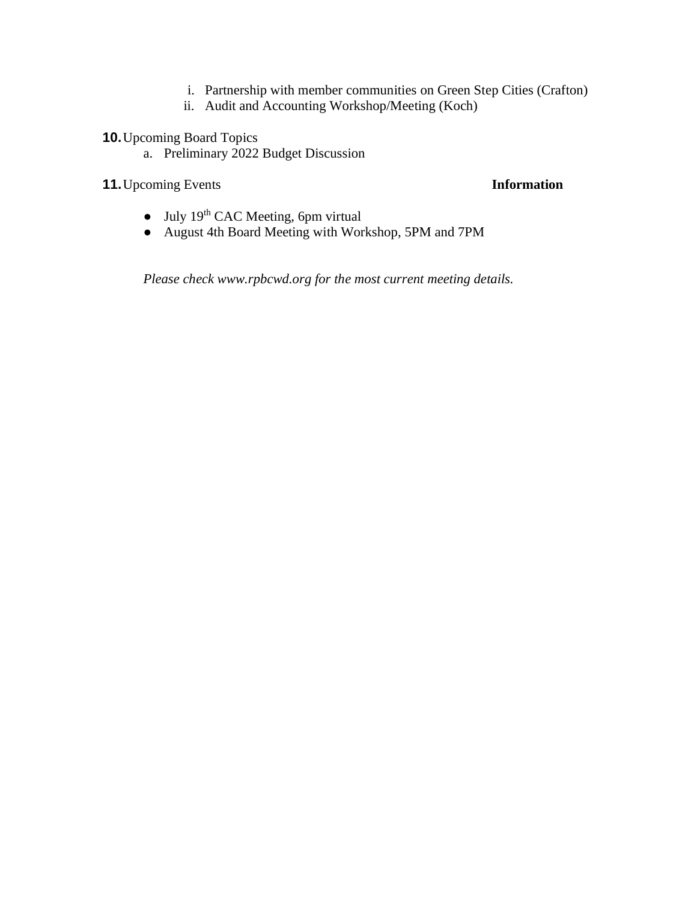i. Partnership with member communities on Green Step Cities (Crafton)
ii. Audit and Accounting Workshop/Meeting (Koch)

**10.** Upcoming Board Topics

a. Preliminary 2022 Budget Discussion

**11.** Upcoming Events **Information**

- July 19th CAC Meeting, 6pm virtual
- August 4th Board Meeting with Workshop, 5PM and 7PM

*Please check www.rpbcwd.org for the most current meeting details.*